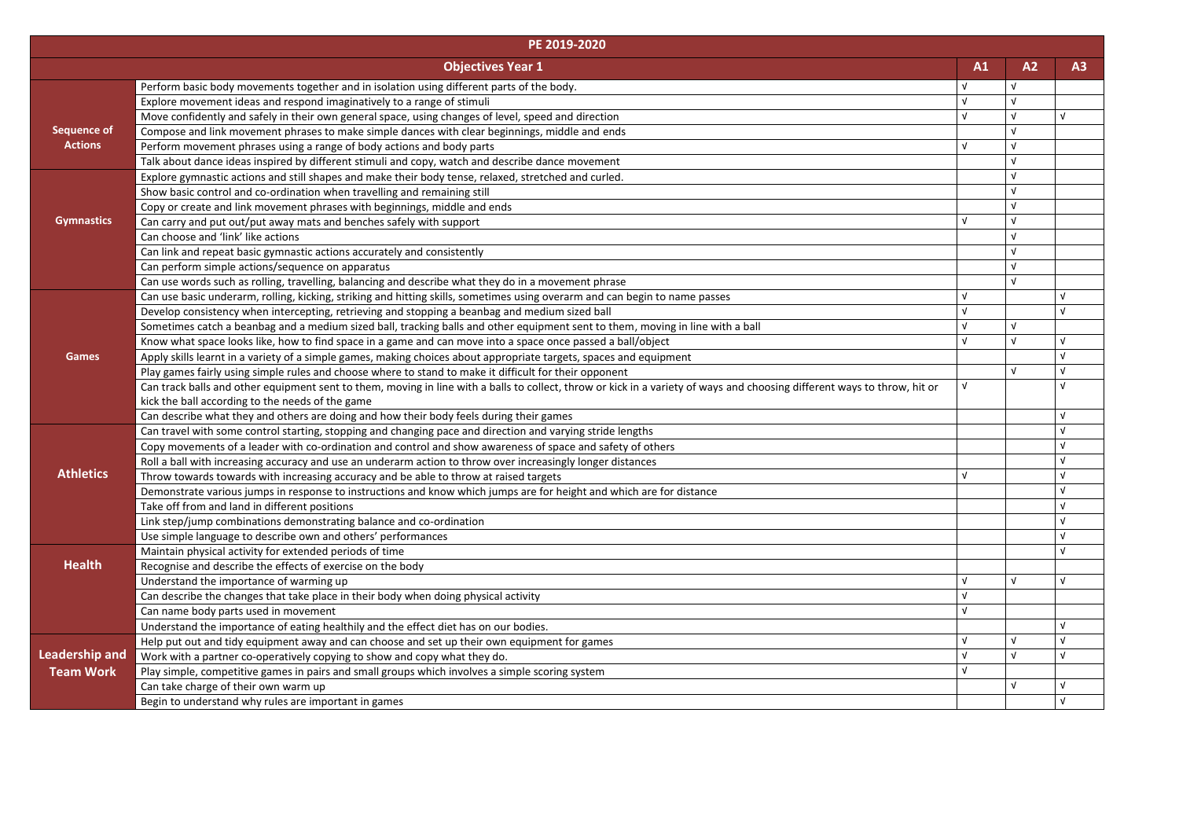| PE 2019-2020 | | | | |
|---|---|---|---|---|
| | **Objectives Year 1** | **A1** | **A2** | **A3** |
| **Sequence of Actions** | Perform basic body movements together and in isolation using different parts of the body. | √ | √ | |
| | Explore movement ideas and respond imaginatively to a range of stimuli | √ | √ | |
| | Move confidently and safely in their own general space, using changes of level, speed and direction | √ | √ | √ |
| | Compose and link movement phrases to make simple dances with clear beginnings, middle and ends | | √ | |
| | Perform movement phrases using a range of body actions and body parts | √ | √ | |
| | Talk about dance ideas inspired by different stimuli and copy, watch and describe dance movement | | √ | |
| **Gymnastics** | Explore gymnastic actions and still shapes and make their body tense, relaxed, stretched and curled. | | √ | |
| | Show basic control and co-ordination when travelling and remaining still | | √ | |
| | Copy or create and link movement phrases with beginnings, middle and ends | | √ | |
| | Can carry and put out/put away mats and benches safely with support | √ | √ | |
| | Can choose and 'link' like actions | | √ | |
| | Can link and repeat basic gymnastic actions accurately and consistently | | √ | |
| | Can perform simple actions/sequence on apparatus | | √ | |
| | Can use words such as rolling, travelling, balancing and describe what they do in a movement phrase | | √ | |
| **Games** | Can use basic underarm, rolling, kicking, striking and hitting skills, sometimes using overarm and can begin to name passes | √ | | √ |
| | Develop consistency when intercepting, retrieving and stopping a beanbag and medium sized ball | √ | | √ |
| | Sometimes catch a beanbag and a medium sized ball, tracking balls and other equipment sent to them, moving in line with a ball | √ | √ | |
| | Know what space looks like, how to find space in a game and can move into a space once passed a ball/object | √ | √ | √ |
| | Apply skills learnt in a variety of a simple games, making choices about appropriate targets, spaces and equipment | | | √ |
| | Play games fairly using simple rules and choose where to stand to make it difficult for their opponent | | √ | √ |
| | Can track balls and other equipment sent to them, moving in line with a balls to collect, throw or kick in a variety of ways and choosing different ways to throw, hit or kick the ball according to the needs of the game | √ | | √ |
| | Can describe what they and others are doing and how their body feels during their games | | | √ |
| **Athletics** | Can travel with some control starting, stopping and changing pace and direction and varying stride lengths | | | √ |
| | Copy movements of a leader with co-ordination and control and show awareness of space and safety of others | | | √ |
| | Roll a ball with increasing accuracy and use an underarm action to throw over increasingly longer distances | | | √ |
| | Throw towards towards with increasing accuracy and be able to throw at raised targets | √ | | √ |
| | Demonstrate various jumps in response to instructions and know which jumps are for height and which are for distance | | | √ |
| | Take off from and land in different positions | | | √ |
| | Link step/jump combinations demonstrating balance and co-ordination | | | √ |
| | Use simple language to describe own and others' performances | | | √ |
| **Health** | Maintain physical activity for extended periods of time | | | √ |
| | Recognise and describe the effects of exercise on the body | | | |
| | Understand the importance of warming up | √ | √ | √ |
| | Can describe the changes that take place in their body when doing physical activity | √ | | |
| | Can name body parts used in movement | √ | | |
| | Understand the importance of eating healthily and the effect diet has on our bodies. | | | √ |
| **Leadership and Team Work** | Help put out and tidy equipment away and can choose and set up their own equipment for games | √ | √ | √ |
| | Work with a partner co-operatively copying to show and copy what they do. | √ | √ | √ |
| | Play simple, competitive games in pairs and small groups which involves a simple scoring system | √ | | |
| | Can take charge of their own warm up | | √ | √ |
| | Begin to understand why rules are important in games | | | √ |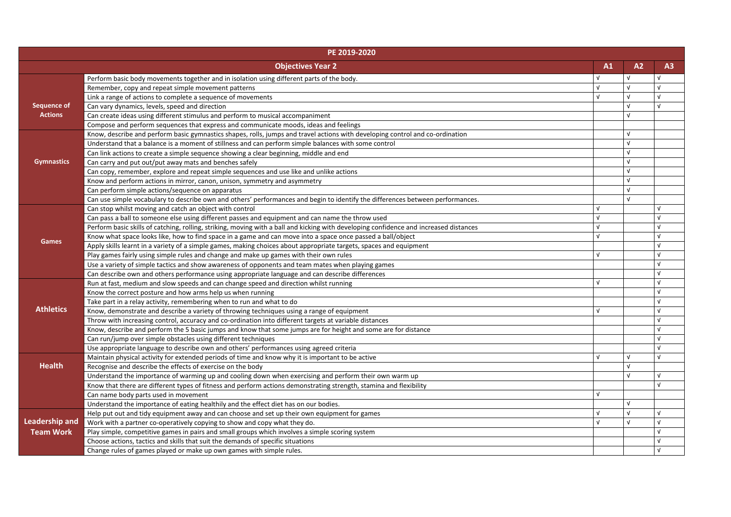| PE 2019-2020 | | | | |
|---|---|---|---|---|
| | **Objectives Year 2** | **A1** | **A2** | **A3** |
| **Sequence of Actions** | Perform basic body movements together and in isolation using different parts of the body. | √ | √ | √ |
| | Remember, copy and repeat simple movement patterns | √ | √ | √ |
| | Link a range of actions to complete a sequence of movements | √ | √ | √ |
| | Can vary dynamics, levels, speed and direction | | √ | √ |
| | Can create ideas using different stimulus and perform to musical accompaniment | | √ | |
| | Compose and perform sequences that express and communicate moods, ideas and feelings | | | |
| **Gymnastics** | Know, describe and perform basic gymnastics shapes, rolls, jumps and travel actions with developing control and co-ordination | | √ | |
| | Understand that a balance is a moment of stillness and can perform simple balances with some control | | √ | |
| | Can link actions to create a simple sequence showing a clear beginning, middle and end | | √ | |
| | Can carry and put out/put away mats and benches safely | | √ | |
| | Can copy, remember, explore and repeat simple sequences and use like and unlike actions | | √ | |
| | Know and perform actions in mirror, canon, unison, symmetry and asymmetry | | √ | |
| | Can perform simple actions/sequence on apparatus | | √ | |
| | Can use simple vocabulary to describe own and others' performances and begin to identify the differences between performances. | | √ | |
| **Games** | Can stop whilst moving and catch an object with control | √ | | √ |
| | Can pass a ball to someone else using different passes and equipment and can name the throw used | √ | | √ |
| | Perform basic skills of catching, rolling, striking, moving with a ball and kicking with developing confidence and increased distances | √ | | √ |
| | Know what space looks like, how to find space in a game and can move into a space once passed a ball/object | √ | | √ |
| | Apply skills learnt in a variety of a simple games, making choices about appropriate targets, spaces and equipment | | | √ |
| | Play games fairly using simple rules and change and make up games with their own rules | √ | | √ |
| | Use a variety of simple tactics and show awareness of opponents and team mates when playing games | | | √ |
| | Can describe own and others performance using appropriate language and can describe differences | | | √ |
| **Athletics** | Run at fast, medium and slow speeds and can change speed and direction whilst running | √ | | √ |
| | Know the correct posture and how arms help us when running | | | √ |
| | Take part in a relay activity, remembering when to run and what to do | | | √ |
| | Know, demonstrate and describe a variety of throwing techniques using a range of equipment | √ | | √ |
| | Throw with increasing control, accuracy and co-ordination into different targets at variable distances | | | √ |
| | Know, describe and perform the 5 basic jumps and know that some jumps are for height and some are for distance | | | √ |
| | Can run/jump over simple obstacles using different techniques | | | √ |
| | Use appropriate language to describe own and others' performances using agreed criteria | | | √ |
| **Health** | Maintain physical activity for extended periods of time and know why it is important to be active | √ | √ | √ |
| | Recognise and describe the effects of exercise on the body | | √ | |
| | Understand the importance of warming up and cooling down when exercising and perform their own warm up | | √ | √ |
| | Know that there are different types of fitness and perform actions demonstrating strength, stamina and flexibility | | | √ |
| | Can name body parts used in movement | √ | | |
| | Understand the importance of eating healthily and the effect diet has on our bodies. | | √ | |
| **Leadership and Team Work** | Help put out and tidy equipment away and can choose and set up their own equipment for games | √ | √ | √ |
| | Work with a partner co-operatively copying to show and copy what they do. | √ | √ | √ |
| | Play simple, competitive games in pairs and small groups which involves a simple scoring system | | | √ |
| | Choose actions, tactics and skills that suit the demands of specific situations | | | √ |
| | Change rules of games played or make up own games with simple rules. | | | √ |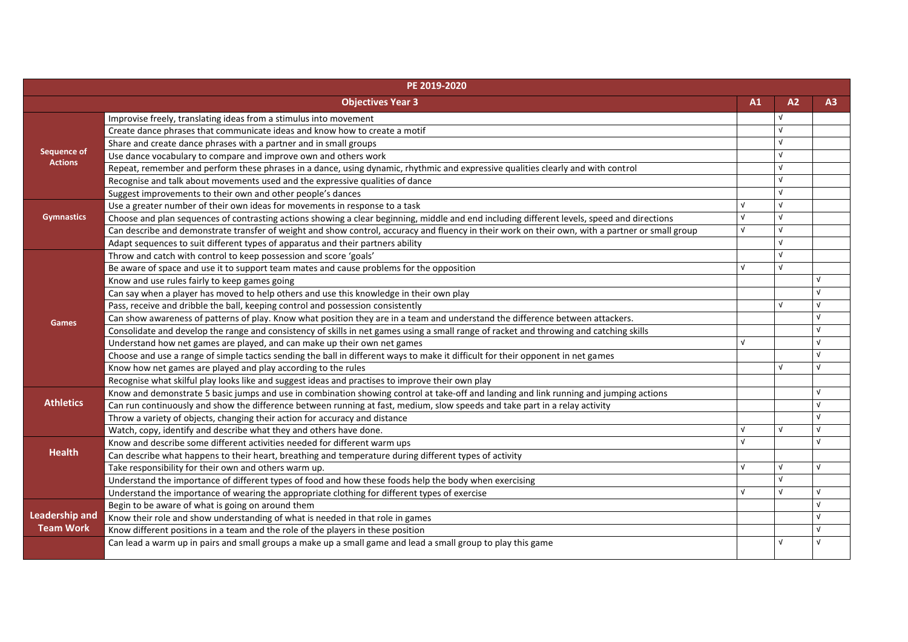| PE 2019-2020 | | | | |
|---|---|---|---|---|
| | **Objectives Year 3** | **A1** | **A2** | **A3** |
| **Sequence of Actions** | Improvise freely, translating ideas from a stimulus into movement | | √ | |
| | Create dance phrases that communicate ideas and know how to create a motif | | √ | |
| | Share and create dance phrases with a partner and in small groups | | √ | |
| | Use dance vocabulary to compare and improve own and others work | | √ | |
| | Repeat, remember and perform these phrases in a dance, using dynamic, rhythmic and expressive qualities clearly and with control | | √ | |
| | Recognise and talk about movements used and the expressive qualities of dance | | √ | |
| | Suggest improvements to their own and other people's dances | | √ | |
| **Gymnastics** | Use a greater number of their own ideas for movements in response to a task | √ | √ | |
| | Choose and plan sequences of contrasting actions showing a clear beginning, middle and end including different levels, speed and directions | √ | √ | |
| | Can describe and demonstrate transfer of weight and show control, accuracy and fluency in their work on their own, with a partner or small group | √ | √ | |
| | Adapt sequences to suit different types of apparatus and their partners ability | | √ | |
| **Games** | Throw and catch with control to keep possession and score 'goals' | | √ | |
| | Be aware of space and use it to support team mates and cause problems for the opposition | √ | √ | |
| | Know and use rules fairly to keep games going | | | √ |
| | Can say when a player has moved to help others and use this knowledge in their own play | | | √ |
| | Pass, receive and dribble the ball, keeping control and possession consistently | | √ | √ |
| | Can show awareness of patterns of play. Know what position they are in a team and understand the difference between attackers. | | | √ |
| | Consolidate and develop the range and consistency of skills in net games using a small range of racket and throwing and catching skills | | | √ |
| | Understand how net games are played, and can make up their own net games | √ | | √ |
| | Choose and use a range of simple tactics sending the ball in different ways to make it difficult for their opponent in net games | | | √ |
| | Know how net games are played and play according to the rules | | √ | √ |
| | Recognise what skilful play looks like and suggest ideas and practises to improve their own play | | | |
| **Athletics** | Know and demonstrate 5 basic jumps and use in combination showing control at take-off and landing and link running and jumping actions | | | √ |
| | Can run continuously and show the difference between running at fast, medium, slow speeds and take part in a relay activity | | | √ |
| | Throw a variety of objects, changing their action for accuracy and distance | | | √ |
| | Watch, copy, identify and describe what they and others have done. | √ | √ | √ |
| **Health** | Know and describe some different activities needed for different warm ups | √ | | √ |
| | Can describe what happens to their heart, breathing and temperature during different types of activity | | | |
| | Take responsibility for their own and others warm up. | √ | √ | √ |
| | Understand the importance of different types of food and how these foods help the body when exercising | | √ | |
| | Understand the importance of wearing the appropriate clothing for different types of exercise | √ | √ | √ |
| **Leadership and Team Work** | Begin to be aware of what is going on around them | | | √ |
| | Know their role and show understanding of what is needed in that role in games | | | √ |
| | Know different positions in a team and the role of the players in these position | | | √ |
| | Can lead a warm up in pairs and small groups a make up a small game and lead a small group to play this game | | √ | √ |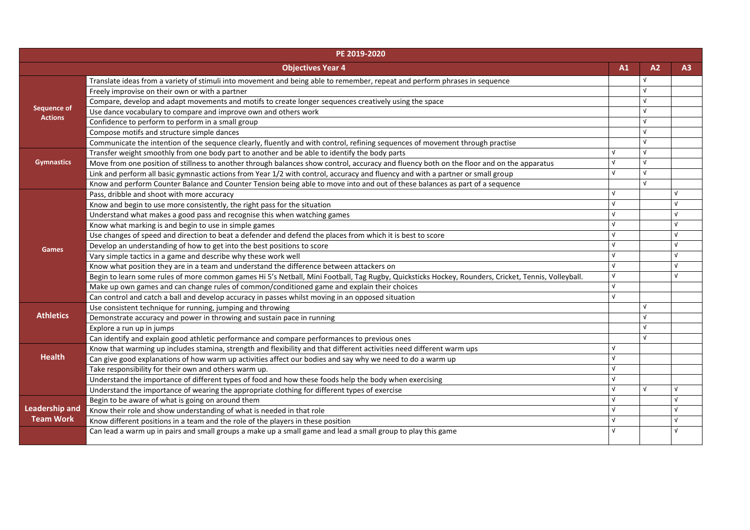| PE 2019-2020 | | | | |
|---|---|---|---|---|
| | **Objectives Year 4** | **A1** | **A2** | **A3** |
| **Sequence of Actions** | Translate ideas from a variety of stimuli into movement and being able to remember, repeat and perform phrases in sequence | | √ | |
| | Freely improvise on their own or with a partner | | √ | |
| | Compare, develop and adapt movements and motifs to create longer sequences creatively using the space | | √ | |
| | Use dance vocabulary to compare and improve own and others work | | √ | |
| | Confidence to perform to perform in a small group | | √ | |
| | Compose motifs and structure simple dances | | √ | |
| | Communicate the intention of the sequence clearly, fluently and with control, refining sequences of movement through practise | | √ | |
| **Gymnastics** | Transfer weight smoothly from one body part to another and be able to identify the body parts | √ | √ | |
| | Move from one position of stillness to another through balances show control, accuracy and fluency both on the floor and on the apparatus | √ | √ | |
| | Link and perform all basic gymnastic actions from Year 1/2 with control, accuracy and fluency and with a partner or small group | √ | √ | |
| | Know and perform Counter Balance and Counter Tension being able to move into and out of these balances as part of a sequence | | √ | |
| **Games** | Pass, dribble and shoot with more accuracy | √ | | √ |
| | Know and begin to use more consistently, the right pass for the situation | √ | | √ |
| | Understand what makes a good pass and recognise this when watching games | √ | | √ |
| | Know what marking is and begin to use in simple games | √ | | √ |
| | Use changes of speed and direction to beat a defender and defend the places from which it is best to score | √ | | √ |
| | Develop an understanding of how to get into the best positions to score | √ | | √ |
| | Vary simple tactics in a game and describe why these work well | √ | | √ |
| | Know what position they are in a team and understand the difference between attackers on | √ | | √ |
| | Begin to learn some rules of more common games Hi 5's Netball, Mini Football, Tag Rugby, Quicksticks Hockey, Rounders, Cricket, Tennis, Volleyball. | √ | | √ |
| | Make up own games and can change rules of common/conditioned game and explain their choices | √ | | |
| | Can control and catch a ball and develop accuracy in passes whilst moving in an opposed situation | √ | | |
| **Athletics** | Use consistent technique for running, jumping and throwing | | √ | |
| | Demonstrate accuracy and power in throwing and sustain pace in running | | √ | |
| | Explore a run up in jumps | | √ | |
| | Can identify and explain good athletic performance and compare performances to previous ones | | √ | |
| **Health** | Know that warming up includes stamina, strength and flexibility and that different activities need different warm ups | √ | | |
| | Can give good explanations of how warm up activities affect our bodies and say why we need to do a warm up | √ | | |
| | Take responsibility for their own and others warm up. | √ | | |
| | Understand the importance of different types of food and how these foods help the body when exercising | √ | | |
| | Understand the importance of wearing the appropriate clothing for different types of exercise | √ | √ | √ |
| **Leadership and Team Work** | Begin to be aware of what is going on around them | √ | | √ |
| | Know their role and show understanding of what is needed in that role | √ | | √ |
| | Know different positions in a team and the role of the players in these position | √ | | √ |
| | Can lead a warm up in pairs and small groups a make up a small game and lead a small group to play this game | √ | | √ |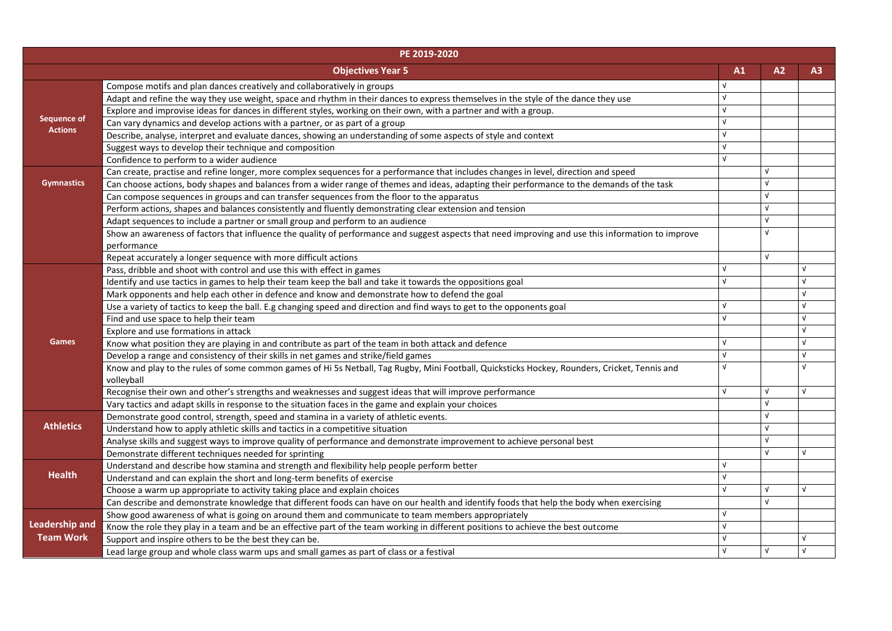| PE 2019-2020 | | | | |
|---|---|---|---|---|
| | **Objectives Year 5** | **A1** | **A2** | **A3** |
| **Sequence of Actions** | Compose motifs and plan dances creatively and collaboratively in groups | √ | | |
| | Adapt and refine the way they use weight, space and rhythm in their dances to express themselves in the style of the dance they use | √ | | |
| | Explore and improvise ideas for dances in different styles, working on their own, with a partner and with a group. | √ | | |
| | Can vary dynamics and develop actions with a partner, or as part of a group | √ | | |
| | Describe, analyse, interpret and evaluate dances, showing an understanding of some aspects of style and context | √ | | |
| | Suggest ways to develop their technique and composition | √ | | |
| | Confidence to perform to a wider audience | √ | | |
| **Gymnastics** | Can create, practise and refine longer, more complex sequences for a performance that includes changes in level, direction and speed | | √ | |
| | Can choose actions, body shapes and balances from a wider range of themes and ideas, adapting their performance to the demands of the task | | √ | |
| | Can compose sequences in groups and can transfer sequences from the floor to the apparatus | | √ | |
| | Perform actions, shapes and balances consistently and fluently demonstrating clear extension and tension | | √ | |
| | Adapt sequences to include a partner or small group and perform to an audience | | √ | |
| | Show an awareness of factors that influence the quality of performance and suggest aspects that need improving and use this information to improve performance | | √ | |
| | Repeat accurately a longer sequence with more difficult actions | | √ | |
| **Games** | Pass, dribble and shoot with control and use this with effect in games | √ | | √ |
| | Identify and use tactics in games to help their team keep the ball and take it towards the oppositions goal | √ | | √ |
| | Mark opponents and help each other in defence and know and demonstrate how to defend the goal | | | √ |
| | Use a variety of tactics to keep the ball. E.g changing speed and direction and find ways to get to the opponents goal | √ | | √ |
| | Find and use space to help their team | √ | | √ |
| | Explore and use formations in attack | | | √ |
| | Know what position they are playing in and contribute as part of the team in both attack and defence | √ | | √ |
| | Develop a range and consistency of their skills in net games and strike/field games | √ | | √ |
| | Know and play to the rules of some common games of Hi 5s Netball, Tag Rugby, Mini Football, Quicksticks Hockey, Rounders, Cricket, Tennis and volleyball | √ | | √ |
| | Recognise their own and other's strengths and weaknesses and suggest ideas that will improve performance | √ | √ | √ |
| | Vary tactics and adapt skills in response to the situation faces in the game and explain your choices | | √ | |
| **Athletics** | Demonstrate good control, strength, speed and stamina in a variety of athletic events. | | √ | |
| | Understand how to apply athletic skills and tactics in a competitive situation | | √ | |
| | Analyse skills and suggest ways to improve quality of performance and demonstrate improvement to achieve personal best | | √ | |
| | Demonstrate different techniques needed for sprinting | | √ | √ |
| **Health** | Understand and describe how stamina and strength and flexibility help people perform better | √ | | |
| | Understand and can explain the short and long-term benefits of exercise | √ | | |
| | Choose a warm up appropriate to activity taking place and explain choices | √ | √ | √ |
| | Can describe and demonstrate knowledge that different foods can have on our health and identify foods that help the body when exercising | | √ | |
| **Leadership and Team Work** | Show good awareness of what is going on around them and communicate to team members appropriately | √ | | |
| | Know the role they play in a team and be an effective part of the team working in different positions to achieve the best outcome | √ | | |
| | Support and inspire others to be the best they can be. | √ | | √ |
| | Lead large group and whole class warm ups and small games as part of class or a festival | √ | √ | √ |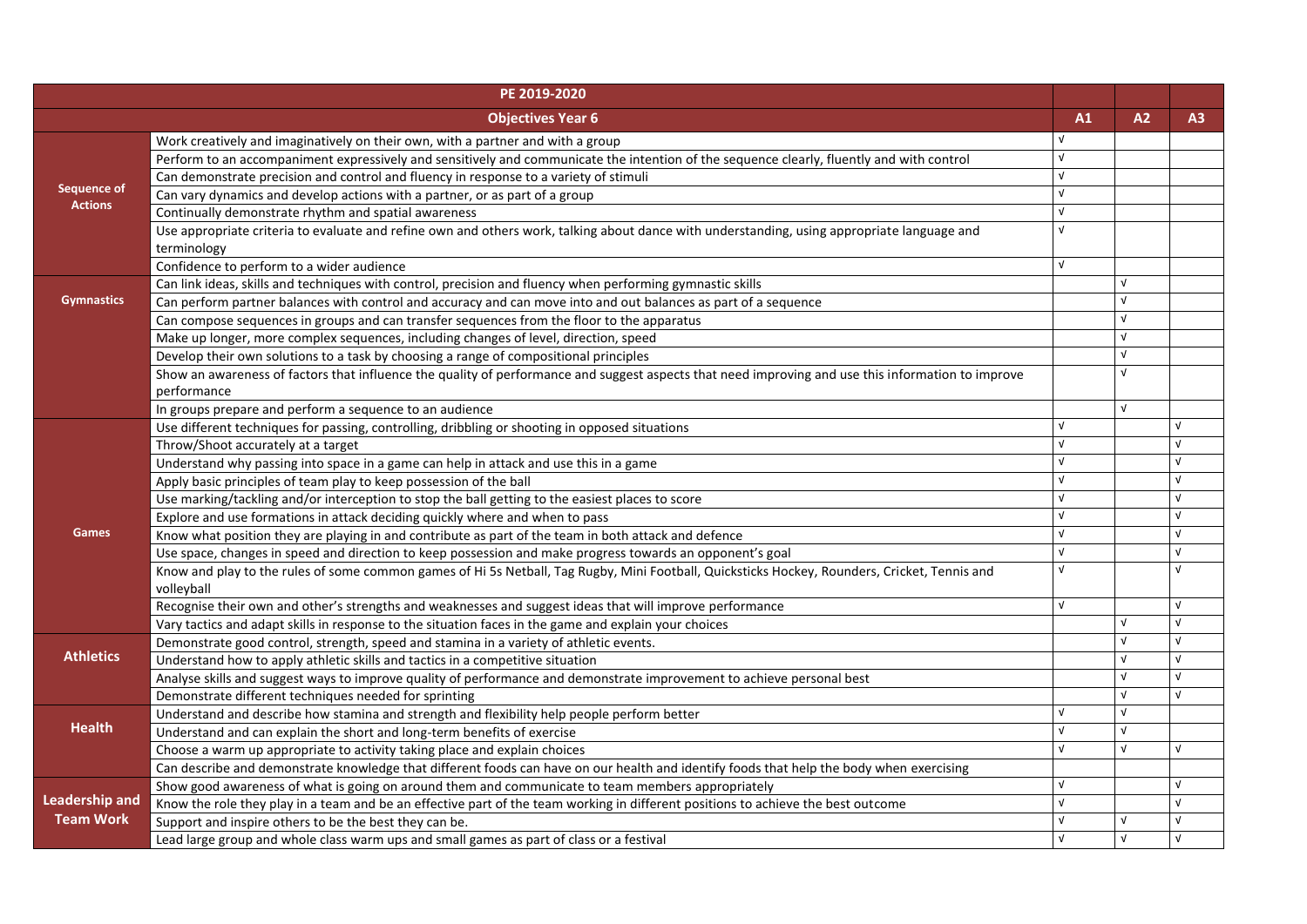| PE 2019-2020 | | | | |
|---|---|---|---|---|
| | **Objectives Year 6** | **A1** | **A2** | **A3** |
| **Sequence of Actions** | Work creatively and imaginatively on their own, with a partner and with a group | √ | | |
| | Perform to an accompaniment expressively and sensitively and communicate the intention of the sequence clearly, fluently and with control | √ | | |
| | Can demonstrate precision and control and fluency in response to a variety of stimuli | √ | | |
| | Can vary dynamics and develop actions with a partner, or as part of a group | √ | | |
| | Continually demonstrate rhythm and spatial awareness | √ | | |
| | Use appropriate criteria to evaluate and refine own and others work, talking about dance with understanding, using appropriate language and terminology | √ | | |
| | Confidence to perform to a wider audience | √ | | |
| **Gymnastics** | Can link ideas, skills and techniques with control, precision and fluency when performing gymnastic skills | | √ | |
| | Can perform partner balances with control and accuracy and can move into and out balances as part of a sequence | | √ | |
| | Can compose sequences in groups and can transfer sequences from the floor to the apparatus | | √ | |
| | Make up longer, more complex sequences, including changes of level, direction, speed | | √ | |
| | Develop their own solutions to a task by choosing a range of compositional principles | | √ | |
| | Show an awareness of factors that influence the quality of performance and suggest aspects that need improving and use this information to improve performance | | √ | |
| | In groups prepare and perform a sequence to an audience | | √ | |
| **Games** | Use different techniques for passing, controlling, dribbling or shooting in opposed situations | √ | | √ |
| | Throw/Shoot accurately at a target | √ | | √ |
| | Understand why passing into space in a game can help in attack and use this in a game | √ | | √ |
| | Apply basic principles of team play to keep possession of the ball | √ | | √ |
| | Use marking/tackling and/or interception to stop the ball getting to the easiest places to score | √ | | √ |
| | Explore and use formations in attack deciding quickly where and when to pass | √ | | √ |
| | Know what position they are playing in and contribute as part of the team in both attack and defence | √ | | √ |
| | Use space, changes in speed and direction to keep possession and make progress towards an opponent's goal | √ | | √ |
| | Know and play to the rules of some common games of Hi 5s Netball, Tag Rugby, Mini Football, Quicksticks Hockey, Rounders, Cricket, Tennis and volleyball | √ | | √ |
| | Recognise their own and other's strengths and weaknesses and suggest ideas that will improve performance | √ | | √ |
| | Vary tactics and adapt skills in response to the situation faces in the game and explain your choices | | √ | √ |
| **Athletics** | Demonstrate good control, strength, speed and stamina in a variety of athletic events. | | √ | √ |
| | Understand how to apply athletic skills and tactics in a competitive situation | | √ | √ |
| | Analyse skills and suggest ways to improve quality of performance and demonstrate improvement to achieve personal best | | √ | √ |
| | Demonstrate different techniques needed for sprinting | | √ | √ |
| **Health** | Understand and describe how stamina and strength and flexibility help people perform better | √ | √ | |
| | Understand and can explain the short and long-term benefits of exercise | √ | √ | |
| | Choose a warm up appropriate to activity taking place and explain choices | √ | √ | √ |
| | Can describe and demonstrate knowledge that different foods can have on our health and identify foods that help the body when exercising | | | |
| **Leadership and Team Work** | Show good awareness of what is going on around them and communicate to team members appropriately | √ | | √ |
| | Know the role they play in a team and be an effective part of the team working in different positions to achieve the best outcome | √ | | √ |
| | Support and inspire others to be the best they can be. | √ | √ | √ |
| | Lead large group and whole class warm ups and small games as part of class or a festival | √ | √ | √ |